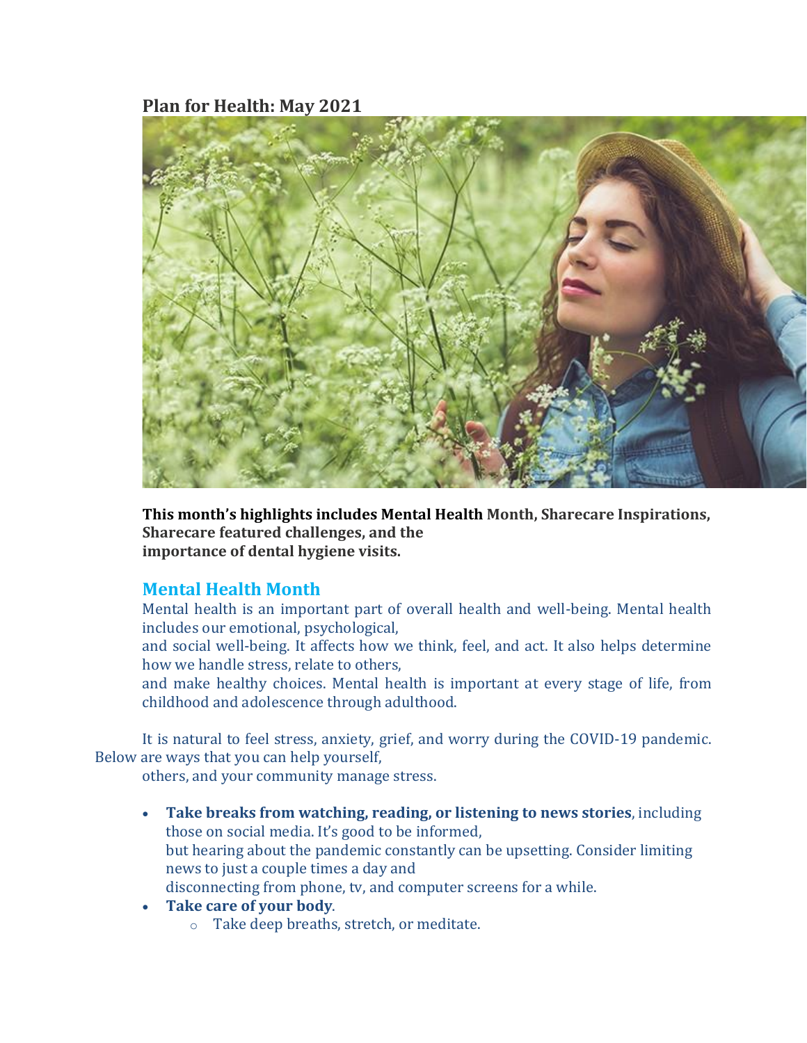## Plan for Health: May 2021

**This month's highlights includes Mental Health Month, Sharecare Inspirations, Sharecare featured challenges, and the importance of dental hygiene visits.**

### Mental Health Month

Mental health is an important part of overall health and well-being. Mental health includes our emotional, psychological, and social well-being. It affects how we think, feel, and act. It also helps determine how we handle stress, relate to others, and make healthy choices. Mental health is important at every stage of life, from childhood and adolescence through adulthood.

It is natural to feel stress, anxiety, grief, and worry during the COVID-19 pandemic. Below are ways that you can help yourself, others, and your community manage stress.

- **Take breaks from watching, reading, or listening to news stories**, including those on social media. It's good to be informed, but hearing about the pandemic constantly can be upsetting. Consider limiting news to just a couple times a day and disconnecting from phone, tv, and computer screens for a while.
- **Take care of your body**.
  - Take deep breaths, stretch, or meditate.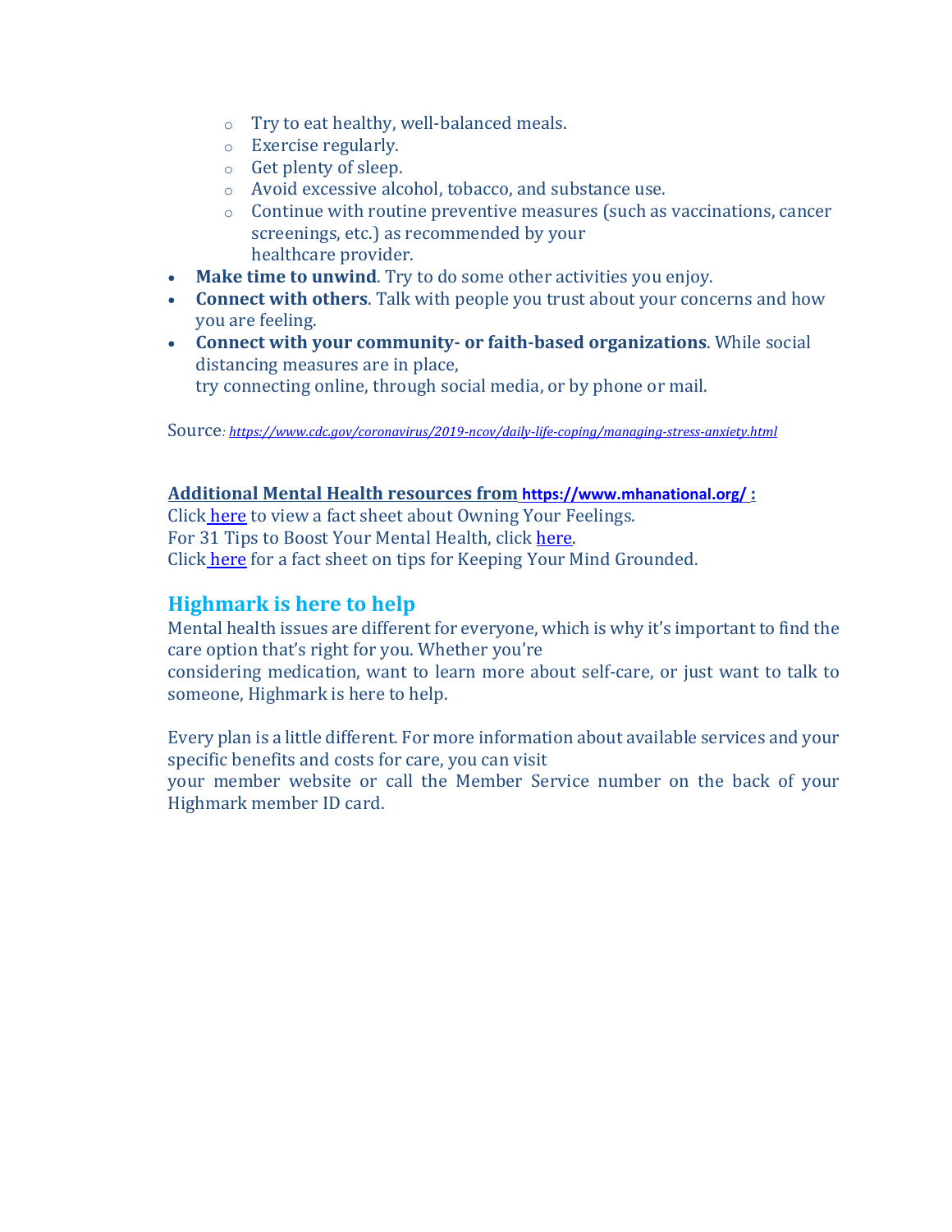- Try to eat healthy, well-balanced meals.
  - Exercise regularly.
  - Get plenty of sleep.
  - Avoid excessive alcohol, tobacco, and substance use.
  - Continue with routine preventive measures (such as vaccinations, cancer screenings, etc.) as recommended by your healthcare provider.
- **Make time to unwind**. Try to do some other activities you enjoy.
- **Connect with others**. Talk with people you trust about your concerns and how you are feeling.
- **Connect with your community- or faith-based organizations**. While social distancing measures are in place, try connecting online, through social media, or by phone or mail.

Source*: https://www.cdc.gov/coronavirus/2019-ncov/daily-life-coping/managing-stress-anxiety.html*

**Additional Mental Health resources from https://www.mhanational.org/ :**
Click here to view a fact sheet about Owning Your Feelings.
For 31 Tips to Boost Your Mental Health, click here.
Click here for a fact sheet on tips for Keeping Your Mind Grounded.

## Highmark is here to help

Mental health issues are different for everyone, which is why it's important to find the care option that's right for you. Whether you're considering medication, want to learn more about self-care, or just want to talk to someone, Highmark is here to help.

Every plan is a little different. For more information about available services and your specific benefits and costs for care, you can visit your member website or call the Member Service number on the back of your Highmark member ID card.